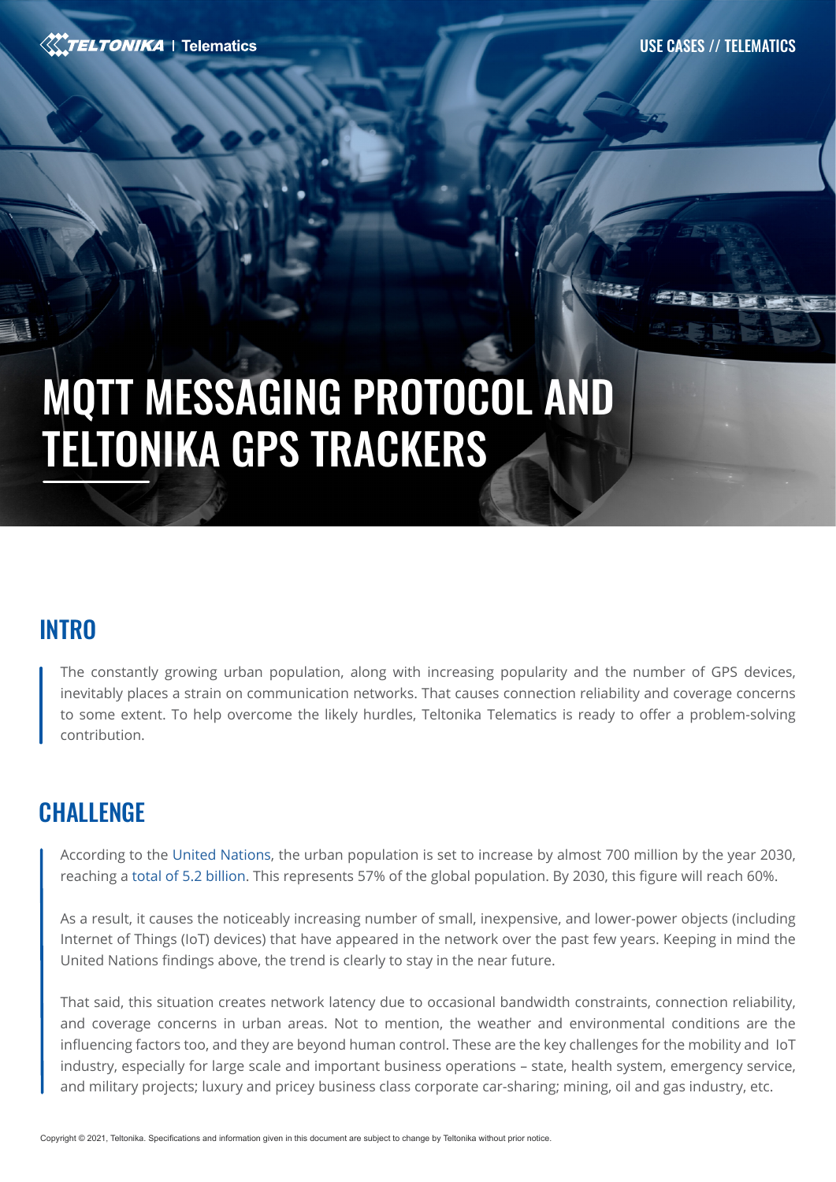# MQTT MESSAGING PROTOCOL AND TELTONIKA GPS TRACKERS

## INTRO

The constantly growing urban population, along with increasing popularity and the number of GPS devices, inevitably places a strain on communication networks. That causes connection reliability and coverage concerns to some extent. To help overcome the likely hurdles, Teltonika Telematics is ready to offer a problem-solving contribution.

## CHALLENGE

According to the United Nations, the urban population is set to increase by almost 700 million by the year 2030, reaching a total of 5.2 billion. This represents 57% of the global population. By 2030, this figure will reach 60%.

As a result, it causes the noticeably increasing number of small, inexpensive, and lower-power objects (including Internet of Things (IoT) devices) that have appeared in the network over the past few years. Keeping in mind the United Nations findings above, the trend is clearly to stay in the near future.

That said, this situation creates network latency due to occasional bandwidth constraints, connection reliability, and coverage concerns in urban areas. Not to mention, the weather and environmental conditions are the influencing factors too, and they are beyond human control. These are the key challenges for the mobility and IoT industry, especially for large scale and important business operations – state, health system, emergency service, and military projects; luxury and pricey business class corporate car-sharing; mining, oil and gas industry, etc.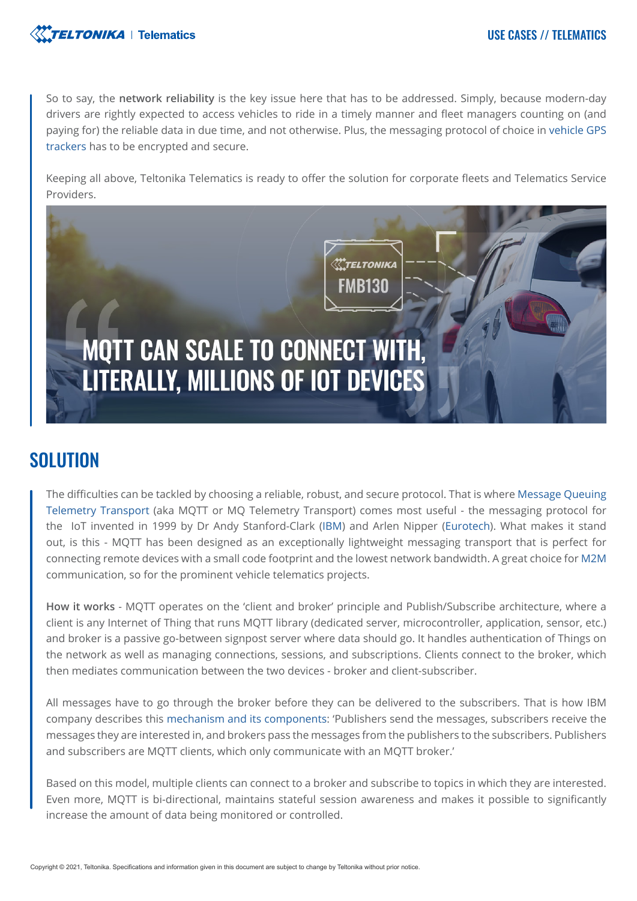So to say, the **network reliability** is the key issue here that has to be addressed. Simply, because modern-day drivers are rightly expected to access vehicles to ride in a timely manner and fleet managers counting on (and paying for) the reliable data in due time, and not otherwise. Plus, the messaging protocol of choice in vehicle GPS trackers has to be encrypted and secure.

Keeping all above, Teltonika Telematics is ready to offer the solution for corporate fleets and Telematics Service Providers.

> MQTT CAN SCALE TO CONNECT WITH, LITERALLY, MILLIONS OF IOT DEVICES

## SOLUTION

The difficulties can be tackled by choosing a reliable, robust, and secure protocol. That is where Message Queuing Telemetry Transport (aka MQTT or MQ Telemetry Transport) comes most useful - the messaging protocol for the IoT invented in 1999 by Dr Andy Stanford-Clark (IBM) and Arlen Nipper (Eurotech). What makes it stand out, is this - MQTT has been designed as an exceptionally lightweight messaging transport that is perfect for connecting remote devices with a small code footprint and the lowest network bandwidth. A great choice for M2M communication, so for the prominent vehicle telematics projects.

**How it works** - MQTT operates on the 'client and broker' principle and Publish/Subscribe architecture, where a client is any Internet of Thing that runs MQTT library (dedicated server, microcontroller, application, sensor, etc.) and broker is a passive go-between signpost server where data should go. It handles authentication of Things on the network as well as managing connections, sessions, and subscriptions. Clients connect to the broker, which then mediates communication between the two devices - broker and client-subscriber.

All messages have to go through the broker before they can be delivered to the subscribers. That is how IBM company describes this mechanism and its components: 'Publishers send the messages, subscribers receive the messages they are interested in, and brokers pass the messages from the publishers to the subscribers. Publishers and subscribers are MQTT clients, which only communicate with an MQTT broker.'

Based on this model, multiple clients can connect to a broker and subscribe to topics in which they are interested. Even more, MQTT is bi-directional, maintains stateful session awareness and makes it possible to significantly increase the amount of data being monitored or controlled.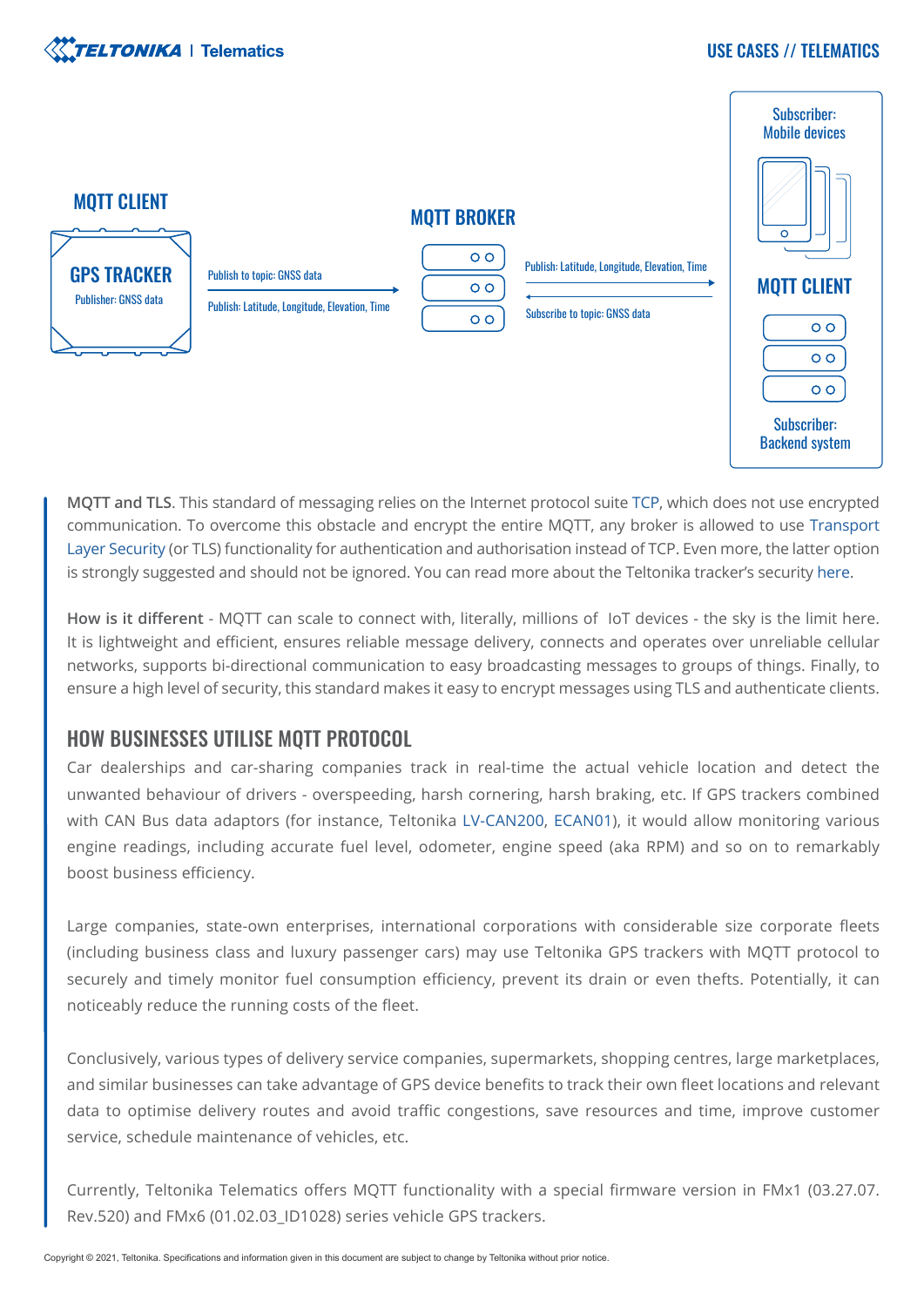MQTT CLIENT

GPS TRACKER

Publisher: GNSS data

Publish to topic: GNSS data

Publish: Latitude, Longitude, Elevation, Time

MQTT BROKER

Publish: Latitude, Longitude, Elevation, Time

Subscribe to topic: GNSS data

Subscriber: Mobile devices

MQTT CLIENT

Subscriber: Backend system

**MQTT and TLS**. This standard of messaging relies on the Internet protocol suite TCP, which does not use encrypted communication. To overcome this obstacle and encrypt the entire MQTT, any broker is allowed to use Transport Layer Security (or TLS) functionality for authentication and authorisation instead of TCP. Even more, the latter option is strongly suggested and should not be ignored. You can read more about the Teltonika tracker's security here.

**How is it different** - MQTT can scale to connect with, literally, millions of IoT devices - the sky is the limit here. It is lightweight and efficient, ensures reliable message delivery, connects and operates over unreliable cellular networks, supports bi-directional communication to easy broadcasting messages to groups of things. Finally, to ensure a high level of security, this standard makes it easy to encrypt messages using TLS and authenticate clients.

## HOW BUSINESSES UTILISE MQTT PROTOCOL

Car dealerships and car-sharing companies track in real-time the actual vehicle location and detect the unwanted behaviour of drivers - overspeeding, harsh cornering, harsh braking, etc. If GPS trackers combined with CAN Bus data adaptors (for instance, Teltonika LV-CAN200, ECAN01), it would allow monitoring various engine readings, including accurate fuel level, odometer, engine speed (aka RPM) and so on to remarkably boost business efficiency.

Large companies, state-own enterprises, international corporations with considerable size corporate fleets (including business class and luxury passenger cars) may use Teltonika GPS trackers with MQTT protocol to securely and timely monitor fuel consumption efficiency, prevent its drain or even thefts. Potentially, it can noticeably reduce the running costs of the fleet.

Conclusively, various types of delivery service companies, supermarkets, shopping centres, large marketplaces, and similar businesses can take advantage of GPS device benefits to track their own fleet locations and relevant data to optimise delivery routes and avoid traffic congestions, save resources and time, improve customer service, schedule maintenance of vehicles, etc.

Currently, Teltonika Telematics offers MQTT functionality with a special firmware version in FMx1 (03.27.07. Rev.520) and FMx6 (01.02.03_ID1028) series vehicle GPS trackers.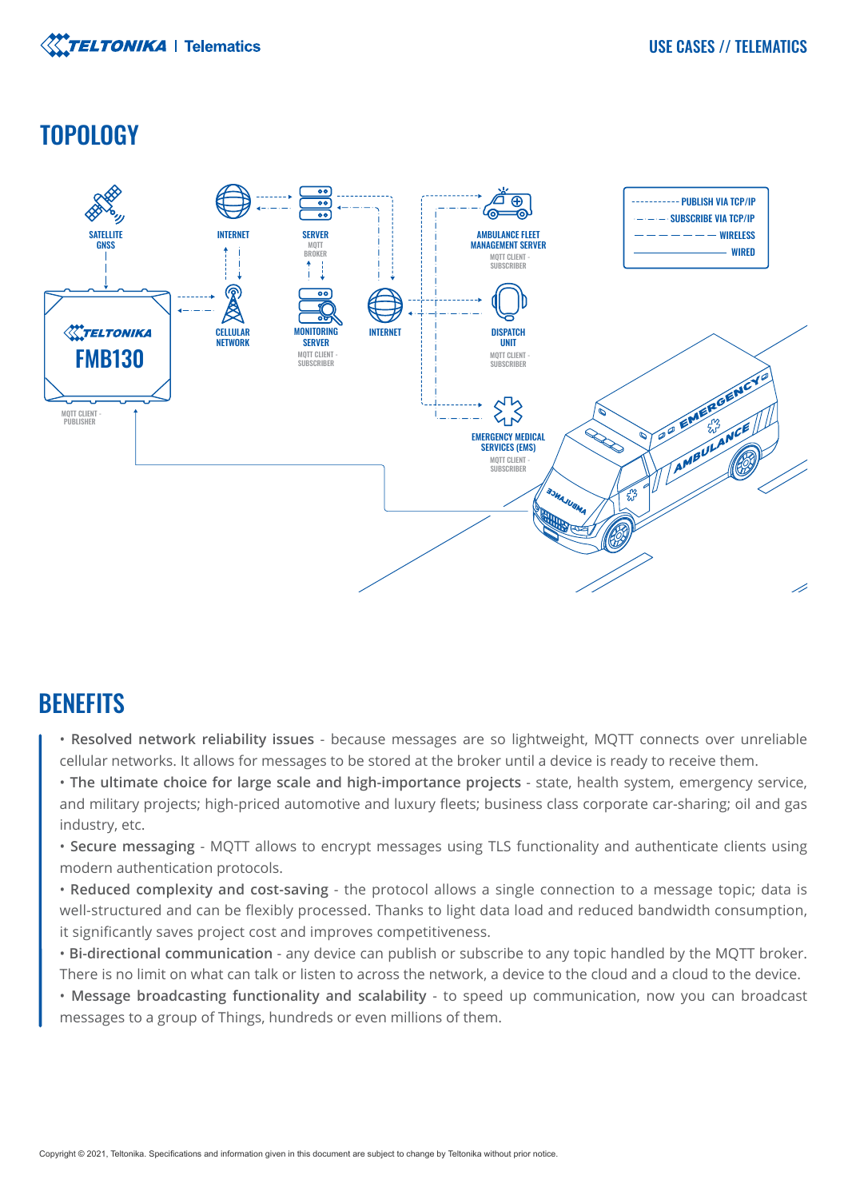## TOPOLOGY

SATELLITE GNSS

INTERNET

SERVER
MQTT BROKER

AMBULANCE FLEET MANAGEMENT SERVER
MQTT CLIENT - SUBSCRIBER

- PUBLISH VIA TCP/IP
- SUBSCRIBE VIA TCP/IP
- WIRELESS
- WIRED

TELTONIKA
FMB130
MQTT CLIENT - PUBLISHER

CELLULAR NETWORK

MONITORING SERVER
MQTT CLIENT - SUBSCRIBER

INTERNET

DISPATCH UNIT
MQTT CLIENT - SUBSCRIBER

EMERGENCY MEDICAL SERVICES (EMS)
MQTT CLIENT - SUBSCRIBER

## BENEFITS

- **Resolved network reliability issues** - because messages are so lightweight, MQTT connects over unreliable cellular networks. It allows for messages to be stored at the broker until a device is ready to receive them.
- **The ultimate choice for large scale and high-importance projects** - state, health system, emergency service, and military projects; high-priced automotive and luxury fleets; business class corporate car-sharing; oil and gas industry, etc.
- **Secure messaging** - MQTT allows to encrypt messages using TLS functionality and authenticate clients using modern authentication protocols.
- **Reduced complexity and cost-saving** - the protocol allows a single connection to a message topic; data is well-structured and can be flexibly processed. Thanks to light data load and reduced bandwidth consumption, it significantly saves project cost and improves competitiveness.
- **Bi-directional communication** - any device can publish or subscribe to any topic handled by the MQTT broker. There is no limit on what can talk or listen to across the network, a device to the cloud and a cloud to the device.
- **Message broadcasting functionality and scalability** - to speed up communication, now you can broadcast messages to a group of Things, hundreds or even millions of them.

Copyright © 2021, Teltonika. Specifications and information given in this document are subject to change by Teltonika without prior notice.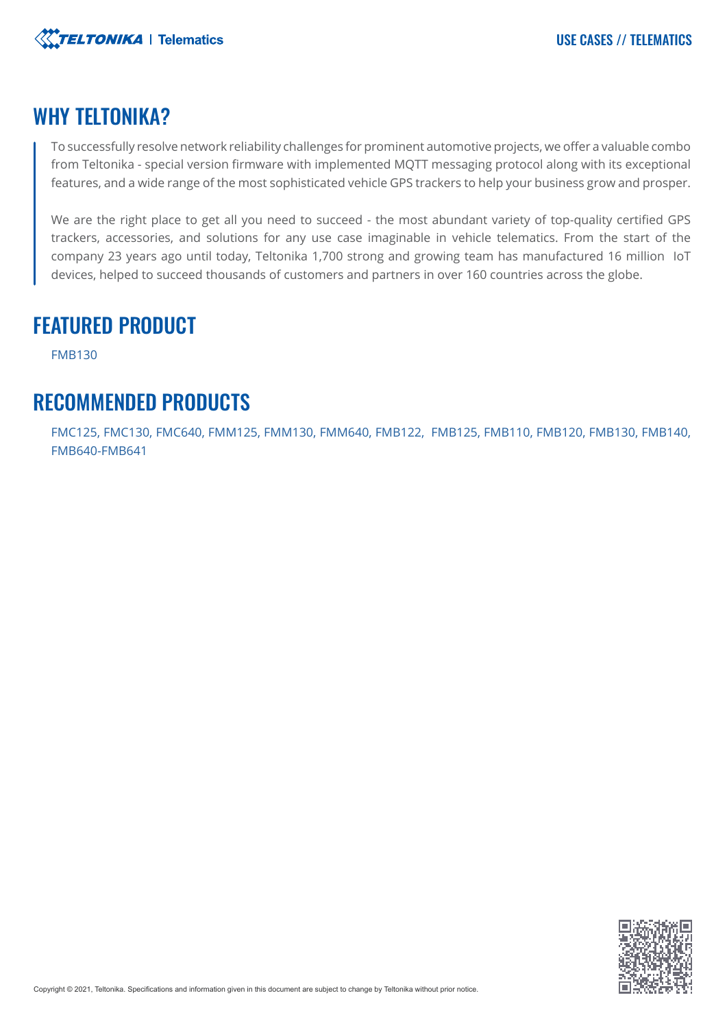## WHY TELTONIKA?

To successfully resolve network reliability challenges for prominent automotive projects, we offer a valuable combo from Teltonika - special version firmware with implemented MQTT messaging protocol along with its exceptional features, and a wide range of the most sophisticated vehicle GPS trackers to help your business grow and prosper.

We are the right place to get all you need to succeed - the most abundant variety of top-quality certified GPS trackers, accessories, and solutions for any use case imaginable in vehicle telematics. From the start of the company 23 years ago until today, Teltonika 1,700 strong and growing team has manufactured 16 million IoT devices, helped to succeed thousands of customers and partners in over 160 countries across the globe.

## FEATURED PRODUCT

FMB130

## RECOMMENDED PRODUCTS

FMC125, FMC130, FMC640, FMM125, FMM130, FMM640, FMB122, FMB125, FMB110, FMB120, FMB130, FMB140, FMB640-FMB641

Copyright © 2021, Teltonika. Specifications and information given in this document are subject to change by Teltonika without prior notice.